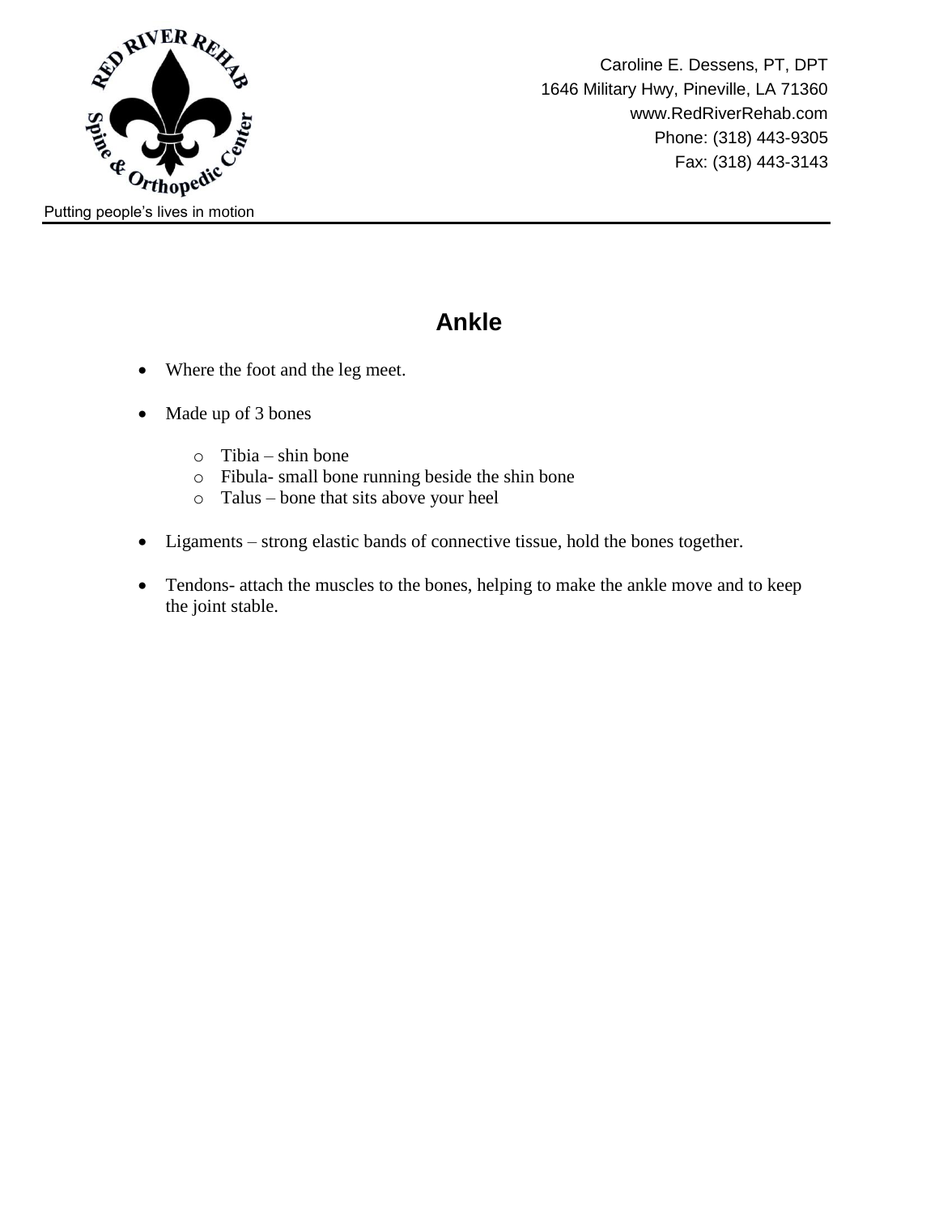Putting people's lives in motion

Caroline E. Dessens, PT, DPT
1646 Military Hwy, Pineville, LA 71360
www.RedRiverRehab.com
Phone: (318) 443-9305
Fax: (318) 443-3143

# Ankle

- Where the foot and the leg meet.
- Made up of 3 bones
  - Tibia – shin bone
  - Fibula- small bone running beside the shin bone
  - Talus – bone that sits above your heel
- Ligaments – strong elastic bands of connective tissue, hold the bones together.
- Tendons- attach the muscles to the bones, helping to make the ankle move and to keep the joint stable.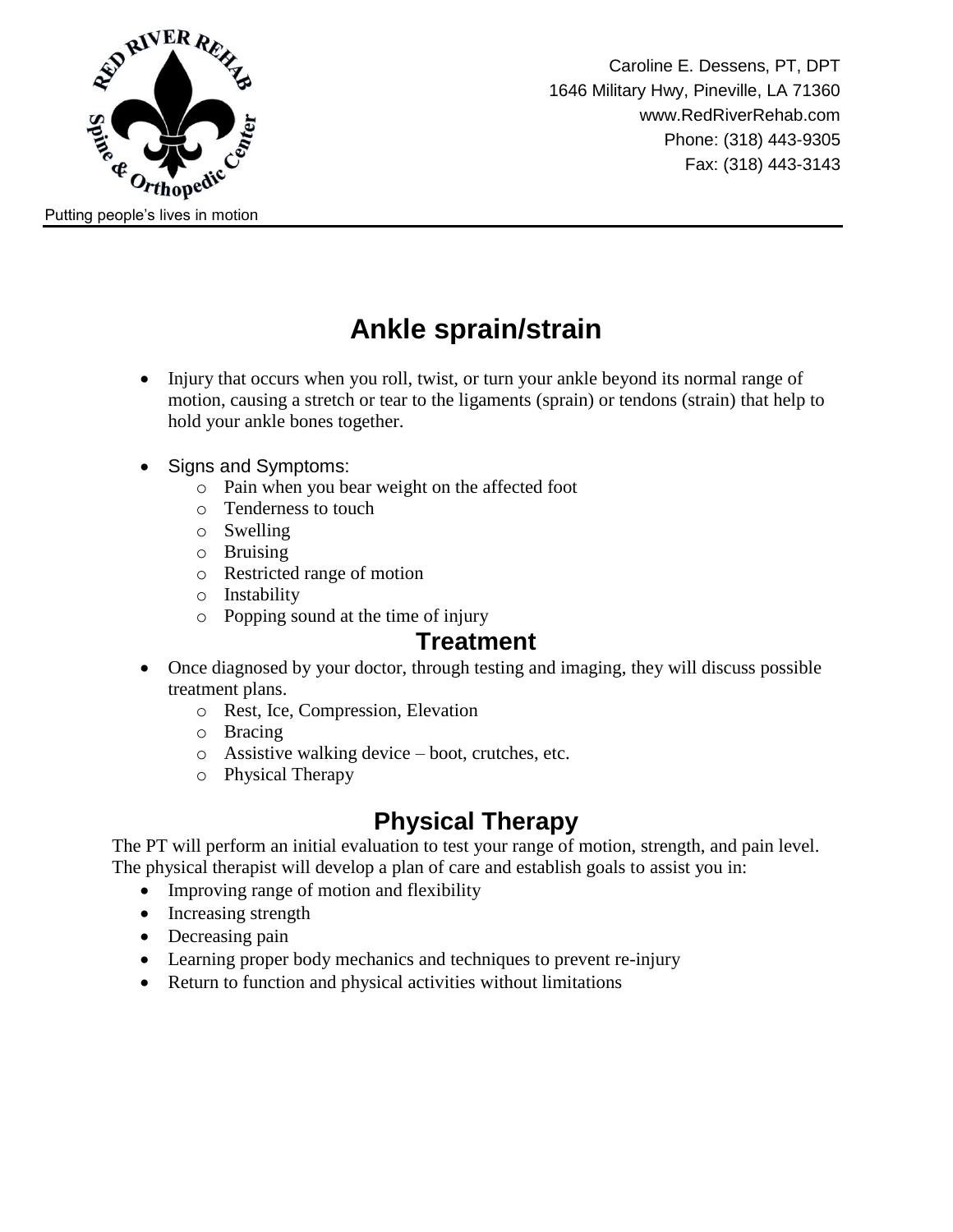Caroline E. Dessens, PT, DPT
1646 Military Hwy, Pineville, LA 71360
www.RedRiverRehab.com
Phone: (318) 443-9305
Fax: (318) 443-3143

Putting people's lives in motion

# Ankle sprain/strain

- Injury that occurs when you roll, twist, or turn your ankle beyond its normal range of motion, causing a stretch or tear to the ligaments (sprain) or tendons (strain) that help to hold your ankle bones together.
- Signs and Symptoms:
  - Pain when you bear weight on the affected foot
  - Tenderness to touch
  - Swelling
  - Bruising
  - Restricted range of motion
  - Instability
  - Popping sound at the time of injury

## Treatment

- Once diagnosed by your doctor, through testing and imaging, they will discuss possible treatment plans.
  - Rest, Ice, Compression, Elevation
  - Bracing
  - Assistive walking device – boot, crutches, etc.
  - Physical Therapy

## Physical Therapy

The PT will perform an initial evaluation to test your range of motion, strength, and pain level. The physical therapist will develop a plan of care and establish goals to assist you in:

- Improving range of motion and flexibility
- Increasing strength
- Decreasing pain
- Learning proper body mechanics and techniques to prevent re-injury
- Return to function and physical activities without limitations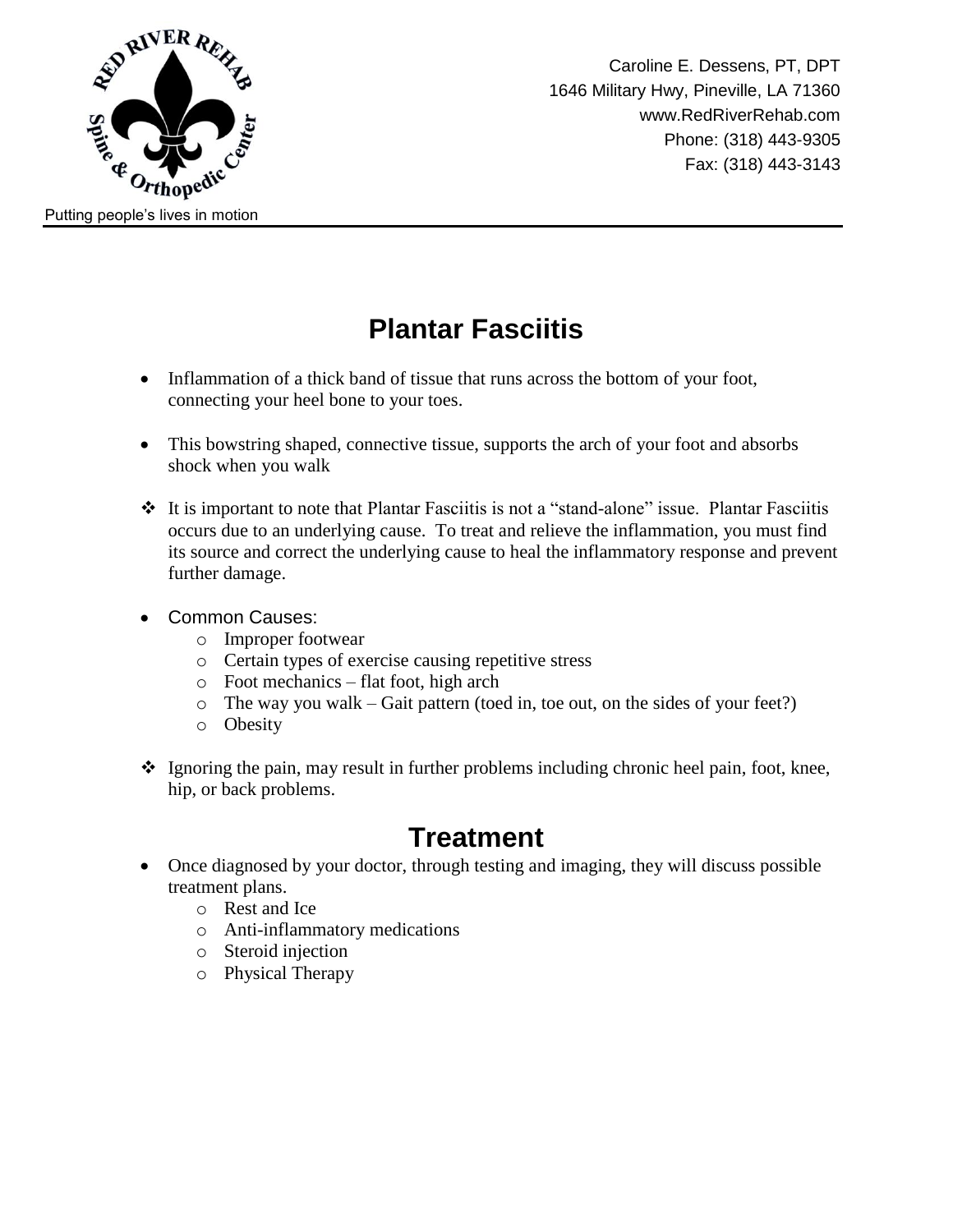Caroline E. Dessens, PT, DPT
1646 Military Hwy, Pineville, LA 71360
www.RedRiverRehab.com
Phone: (318) 443-9305
Fax: (318) 443-3143

Putting people's lives in motion

# Plantar Fasciitis

- Inflammation of a thick band of tissue that runs across the bottom of your foot, connecting your heel bone to your toes.

- This bowstring shaped, connective tissue, supports the arch of your foot and absorbs shock when you walk

- It is important to note that Plantar Fasciitis is not a "stand-alone" issue. Plantar Fasciitis occurs due to an underlying cause. To treat and relieve the inflammation, you must find its source and correct the underlying cause to heal the inflammatory response and prevent further damage.

- Common Causes:
  - Improper footwear
  - Certain types of exercise causing repetitive stress
  - Foot mechanics – flat foot, high arch
  - The way you walk – Gait pattern (toed in, toe out, on the sides of your feet?)
  - Obesity

- Ignoring the pain, may result in further problems including chronic heel pain, foot, knee, hip, or back problems.

# Treatment

- Once diagnosed by your doctor, through testing and imaging, they will discuss possible treatment plans.
  - Rest and Ice
  - Anti-inflammatory medications
  - Steroid injection
  - Physical Therapy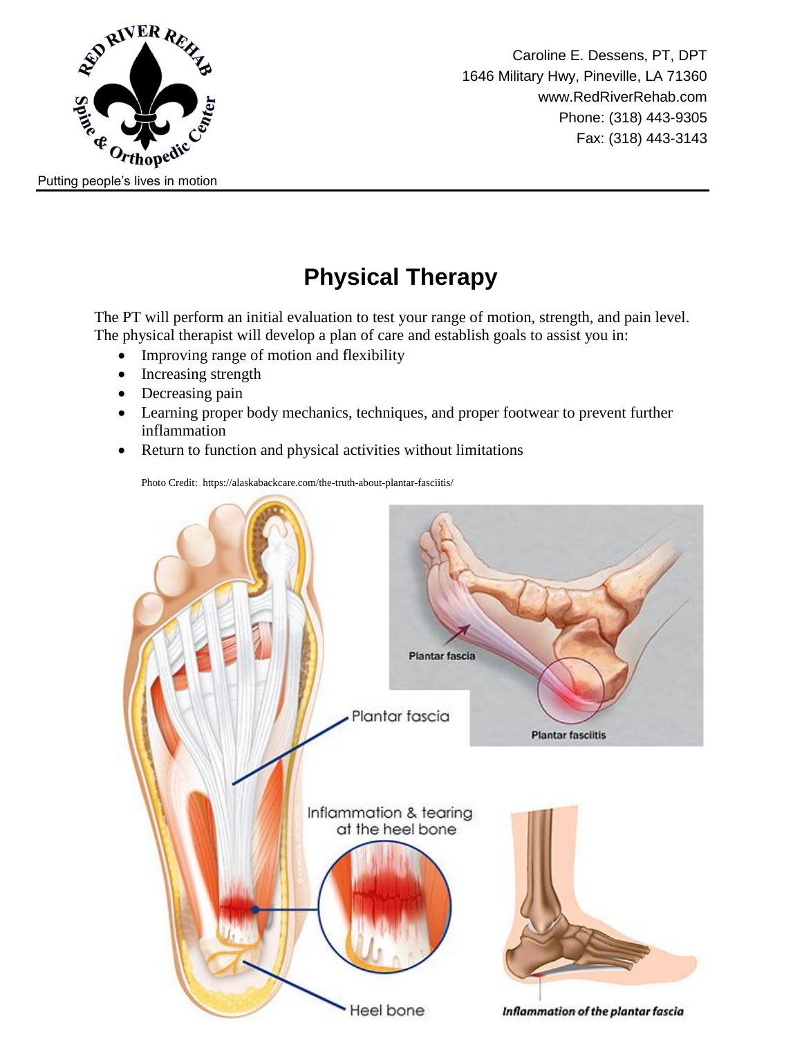Caroline E. Dessens, PT, DPT
1646 Military Hwy, Pineville, LA 71360
www.RedRiverRehab.com
Phone: (318) 443-9305
Fax: (318) 443-3143

Putting people's lives in motion

# Physical Therapy

The PT will perform an initial evaluation to test your range of motion, strength, and pain level. The physical therapist will develop a plan of care and establish goals to assist you in:

- Improving range of motion and flexibility
- Increasing strength
- Decreasing pain
- Learning proper body mechanics, techniques, and proper footwear to prevent further inflammation
- Return to function and physical activities without limitations

Photo Credit: https://alaskabackcare.com/the-truth-about-plantar-fasciitis/

Plantar fascia

Plantar fascia

Plantar fasciitis

Inflammation & tearing at the heel bone

Heel bone

*Inflammation of the plantar fascia*